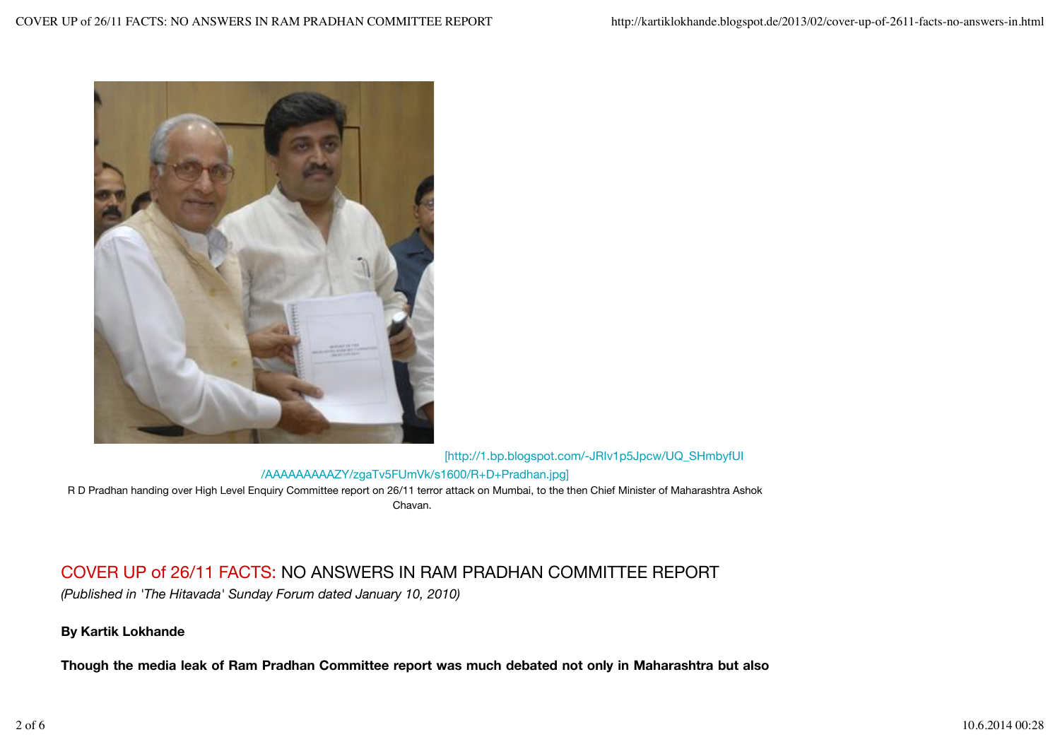[http://1.bp.blogspot.com/-JRIv1p5Jpcw/UQ_SHmbyfUI/AAAAAAAAAZY/zgaTv5FUmVk/s1600/R+D+Pradhan.jpg]

R D Pradhan handing over High Level Enquiry Committee report on 26/11 terror attack on Mumbai, to the then Chief Minister of Maharashtra Ashok Chavan.

# COVER UP of 26/11 FACTS: NO ANSWERS IN RAM PRADHAN COMMITTEE REPORT

*(Published in 'The Hitavada' Sunday Forum dated January 10, 2010)*

**By Kartik Lokhande**

**Though the media leak of Ram Pradhan Committee report was much debated not only in Maharashtra but also**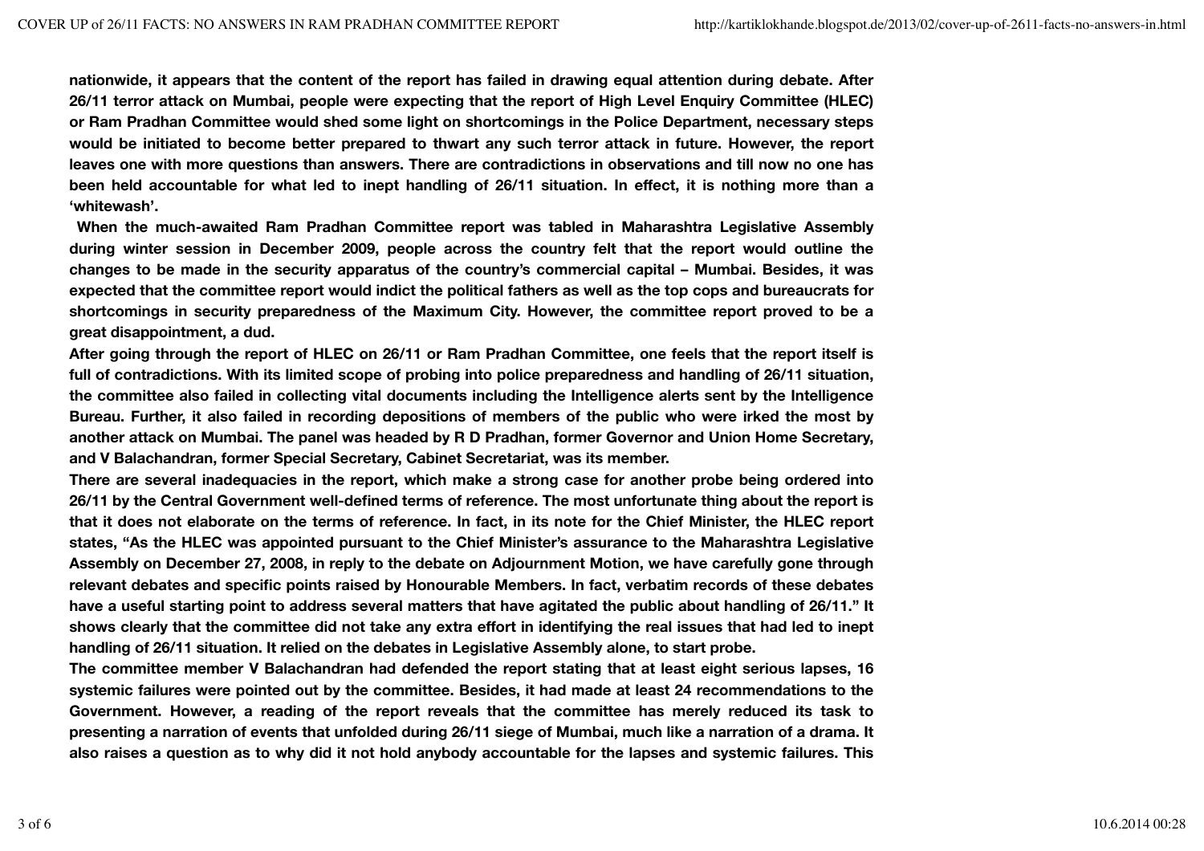**nationwide, it appears that the content of the report has failed in drawing equal attention during debate. After 26/11 terror attack on Mumbai, people were expecting that the report of High Level Enquiry Committee (HLEC) or Ram Pradhan Committee would shed some light on shortcomings in the Police Department, necessary steps would be initiated to become better prepared to thwart any such terror attack in future. However, the report leaves one with more questions than answers. There are contradictions in observations and till now no one has been held accountable for what led to inept handling of 26/11 situation. In effect, it is nothing more than a 'whitewash'.**

**When the much-awaited Ram Pradhan Committee report was tabled in Maharashtra Legislative Assembly during winter session in December 2009, people across the country felt that the report would outline the changes to be made in the security apparatus of the country's commercial capital – Mumbai. Besides, it was expected that the committee report would indict the political fathers as well as the top cops and bureaucrats for shortcomings in security preparedness of the Maximum City. However, the committee report proved to be a great disappointment, a dud.**

**After going through the report of HLEC on 26/11 or Ram Pradhan Committee, one feels that the report itself is full of contradictions. With its limited scope of probing into police preparedness and handling of 26/11 situation, the committee also failed in collecting vital documents including the Intelligence alerts sent by the Intelligence Bureau. Further, it also failed in recording depositions of members of the public who were irked the most by another attack on Mumbai. The panel was headed by R D Pradhan, former Governor and Union Home Secretary, and V Balachandran, former Special Secretary, Cabinet Secretariat, was its member.**

**There are several inadequacies in the report, which make a strong case for another probe being ordered into 26/11 by the Central Government well-defined terms of reference. The most unfortunate thing about the report is that it does not elaborate on the terms of reference. In fact, in its note for the Chief Minister, the HLEC report states, "As the HLEC was appointed pursuant to the Chief Minister's assurance to the Maharashtra Legislative Assembly on December 27, 2008, in reply to the debate on Adjournment Motion, we have carefully gone through relevant debates and specific points raised by Honourable Members. In fact, verbatim records of these debates have a useful starting point to address several matters that have agitated the public about handling of 26/11." It shows clearly that the committee did not take any extra effort in identifying the real issues that had led to inept handling of 26/11 situation. It relied on the debates in Legislative Assembly alone, to start probe.**

**The committee member V Balachandran had defended the report stating that at least eight serious lapses, 16 systemic failures were pointed out by the committee. Besides, it had made at least 24 recommendations to the Government. However, a reading of the report reveals that the committee has merely reduced its task to presenting a narration of events that unfolded during 26/11 siege of Mumbai, much like a narration of a drama. It also raises a question as to why did it not hold anybody accountable for the lapses and systemic failures. This**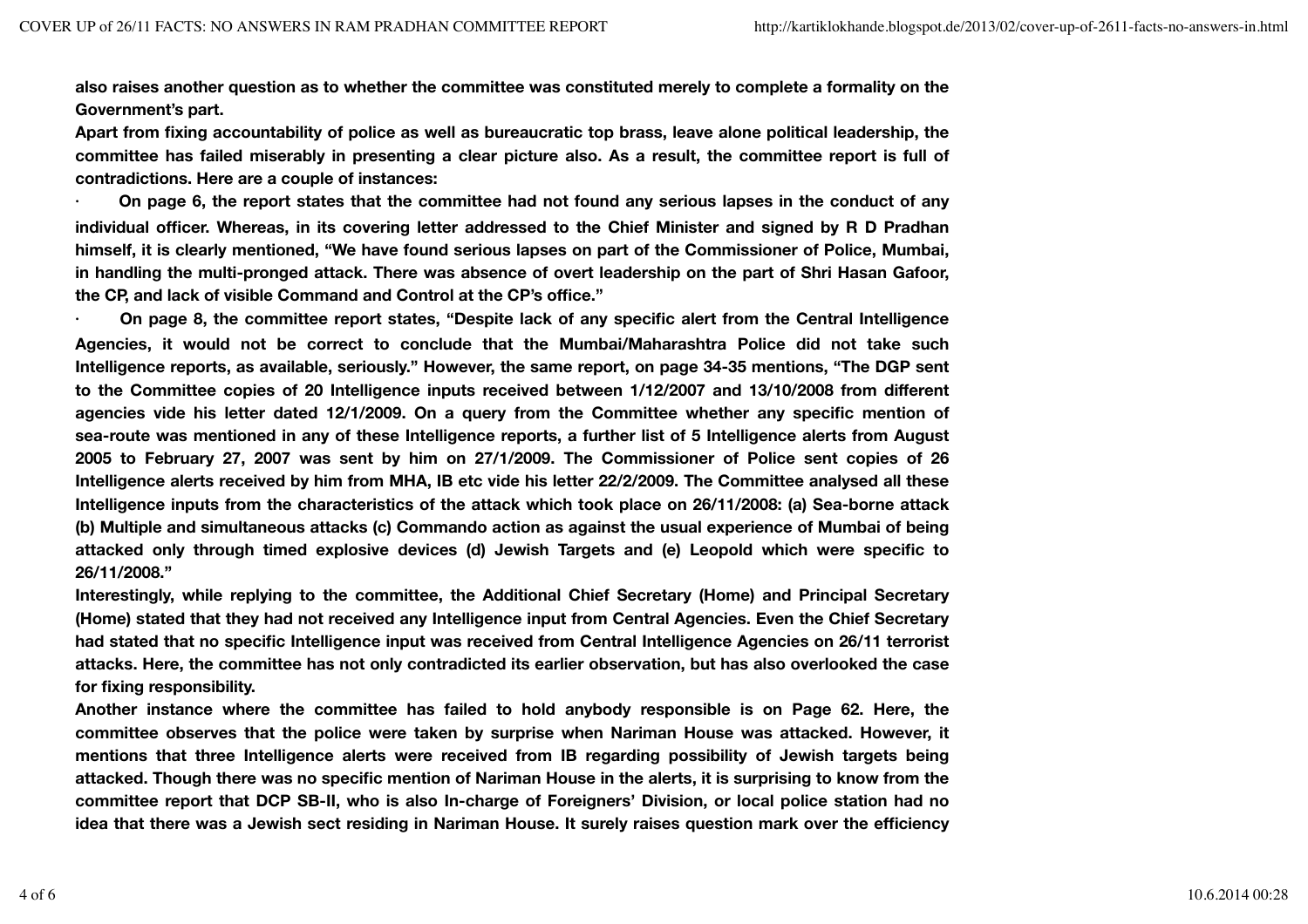**also raises another question as to whether the committee was constituted merely to complete a formality on the Government's part.**

**Apart from fixing accountability of police as well as bureaucratic top brass, leave alone political leadership, the committee has failed miserably in presenting a clear picture also. As a result, the committee report is full of contradictions. Here are a couple of instances:**

- **On page 6, the report states that the committee had not found any serious lapses in the conduct of any individual officer. Whereas, in its covering letter addressed to the Chief Minister and signed by R D Pradhan himself, it is clearly mentioned, "We have found serious lapses on part of the Commissioner of Police, Mumbai, in handling the multi-pronged attack. There was absence of overt leadership on the part of Shri Hasan Gafoor, the CP, and lack of visible Command and Control at the CP's office."**
- **On page 8, the committee report states, "Despite lack of any specific alert from the Central Intelligence Agencies, it would not be correct to conclude that the Mumbai/Maharashtra Police did not take such Intelligence reports, as available, seriously." However, the same report, on page 34-35 mentions, "The DGP sent to the Committee copies of 20 Intelligence inputs received between 1/12/2007 and 13/10/2008 from different agencies vide his letter dated 12/1/2009. On a query from the Committee whether any specific mention of sea-route was mentioned in any of these Intelligence reports, a further list of 5 Intelligence alerts from August 2005 to February 27, 2007 was sent by him on 27/1/2009. The Commissioner of Police sent copies of 26 Intelligence alerts received by him from MHA, IB etc vide his letter 22/2/2009. The Committee analysed all these Intelligence inputs from the characteristics of the attack which took place on 26/11/2008: (a) Sea-borne attack (b) Multiple and simultaneous attacks (c) Commando action as against the usual experience of Mumbai of being attacked only through timed explosive devices (d) Jewish Targets and (e) Leopold which were specific to 26/11/2008."**

**Interestingly, while replying to the committee, the Additional Chief Secretary (Home) and Principal Secretary (Home) stated that they had not received any Intelligence input from Central Agencies. Even the Chief Secretary had stated that no specific Intelligence input was received from Central Intelligence Agencies on 26/11 terrorist attacks. Here, the committee has not only contradicted its earlier observation, but has also overlooked the case for fixing responsibility.**

**Another instance where the committee has failed to hold anybody responsible is on Page 62. Here, the committee observes that the police were taken by surprise when Nariman House was attacked. However, it mentions that three Intelligence alerts were received from IB regarding possibility of Jewish targets being attacked. Though there was no specific mention of Nariman House in the alerts, it is surprising to know from the committee report that DCP SB-II, who is also In-charge of Foreigners' Division, or local police station had no idea that there was a Jewish sect residing in Nariman House. It surely raises question mark over the efficiency**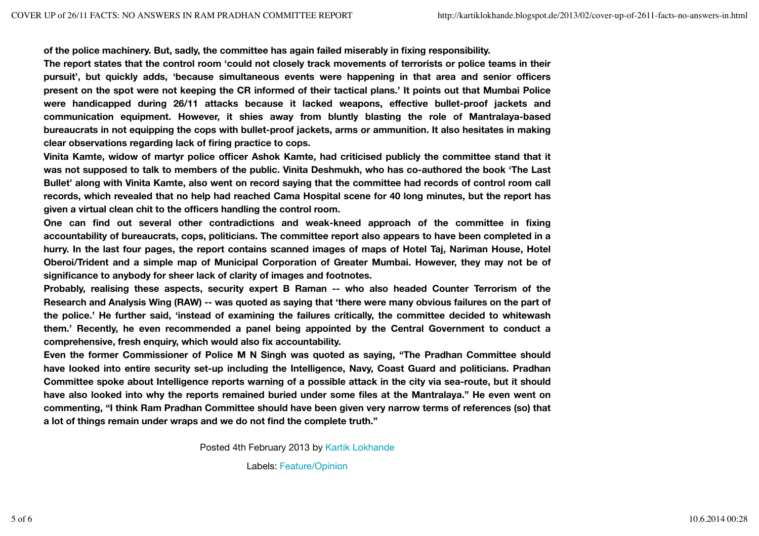**of the police machinery. But, sadly, the committee has again failed miserably in fixing responsibility.**

**The report states that the control room 'could not closely track movements of terrorists or police teams in their pursuit', but quickly adds, 'because simultaneous events were happening in that area and senior officers present on the spot were not keeping the CR informed of their tactical plans.' It points out that Mumbai Police were handicapped during 26/11 attacks because it lacked weapons, effective bullet-proof jackets and communication equipment. However, it shies away from bluntly blasting the role of Mantralaya-based bureaucrats in not equipping the cops with bullet-proof jackets, arms or ammunition. It also hesitates in making clear observations regarding lack of firing practice to cops.**

**Vinita Kamte, widow of martyr police officer Ashok Kamte, had criticised publicly the committee stand that it was not supposed to talk to members of the public. Vinita Deshmukh, who has co-authored the book 'The Last Bullet' along with Vinita Kamte, also went on record saying that the committee had records of control room call records, which revealed that no help had reached Cama Hospital scene for 40 long minutes, but the report has given a virtual clean chit to the officers handling the control room.**

**One can find out several other contradictions and weak-kneed approach of the committee in fixing accountability of bureaucrats, cops, politicians. The committee report also appears to have been completed in a hurry. In the last four pages, the report contains scanned images of maps of Hotel Taj, Nariman House, Hotel Oberoi/Trident and a simple map of Municipal Corporation of Greater Mumbai. However, they may not be of significance to anybody for sheer lack of clarity of images and footnotes.**

**Probably, realising these aspects, security expert B Raman -- who also headed Counter Terrorism of the Research and Analysis Wing (RAW) -- was quoted as saying that 'there were many obvious failures on the part of the police.' He further said, 'instead of examining the failures critically, the committee decided to whitewash them.' Recently, he even recommended a panel being appointed by the Central Government to conduct a comprehensive, fresh enquiry, which would also fix accountability.**

**Even the former Commissioner of Police M N Singh was quoted as saying, "The Pradhan Committee should have looked into entire security set-up including the Intelligence, Navy, Coast Guard and politicians. Pradhan Committee spoke about Intelligence reports warning of a possible attack in the city via sea-route, but it should have also looked into why the reports remained buried under some files at the Mantralaya." He even went on commenting, "I think Ram Pradhan Committee should have been given very narrow terms of references (so) that a lot of things remain under wraps and we do not find the complete truth."**

Posted 4th February 2013 by Kartik Lokhande

Labels: Feature/Opinion